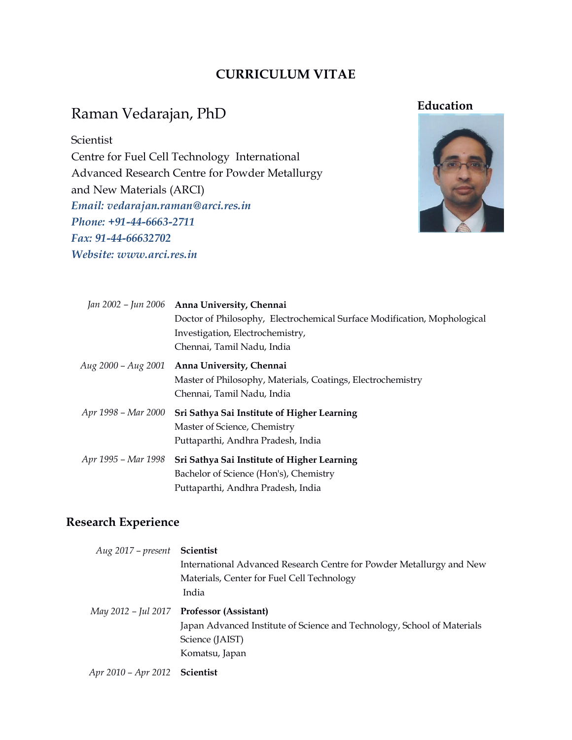# CURRICULUM VITAE

## Raman Vedarajan, PhD

Scientist
Centre for Fuel Cell Technology International Advanced Research Centre for Powder Metallurgy and New Materials (ARCI)
*Email: vedarajan.raman@arci.res.in*
*Phone: +91-44-6663-2711*
*Fax: 91-44-66632702*
*Website: www.arci.res.in*

## Education

*Jan 2002 – Jun 2006* **Anna University, Chennai**
Doctor of Philosophy, Electrochemical Surface Modification, Mophological Investigation, Electrochemistry,
Chennai, Tamil Nadu, India

*Aug 2000 – Aug 2001* **Anna University, Chennai**
Master of Philosophy, Materials, Coatings, Electrochemistry
Chennai, Tamil Nadu, India

*Apr 1998 – Mar 2000* **Sri Sathya Sai Institute of Higher Learning**
Master of Science, Chemistry
Puttaparthi, Andhra Pradesh, India

*Apr 1995 – Mar 1998* **Sri Sathya Sai Institute of Higher Learning**
Bachelor of Science (Hon's), Chemistry
Puttaparthi, Andhra Pradesh, India

## Research Experience

*Aug 2017 – present* **Scientist**
International Advanced Research Centre for Powder Metallurgy and New Materials, Center for Fuel Cell Technology
India

*May 2012 – Jul 2017* **Professor (Assistant)**
Japan Advanced Institute of Science and Technology, School of Materials Science (JAIST)
Komatsu, Japan

*Apr 2010 – Apr 2012* **Scientist**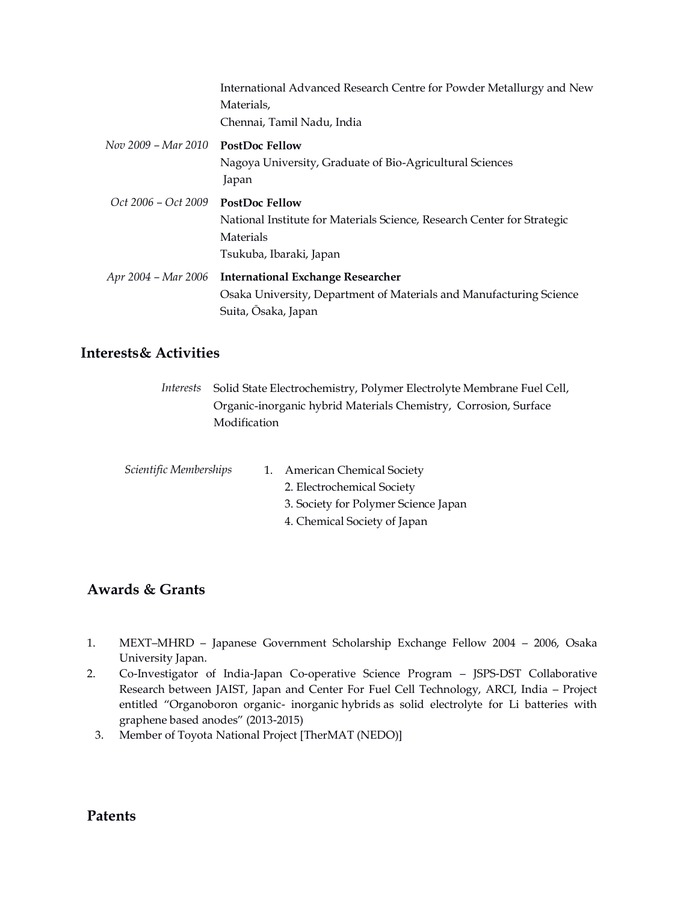International Advanced Research Centre for Powder Metallurgy and New Materials,
Chennai, Tamil Nadu, India

*Nov 2009 – Mar 2010* **PostDoc Fellow**
Nagoya University, Graduate of Bio-Agricultural Sciences
Japan

*Oct 2006 – Oct 2009* **PostDoc Fellow**
National Institute for Materials Science, Research Center for Strategic Materials
Tsukuba, Ibaraki, Japan

*Apr 2004 – Mar 2006* **International Exchange Researcher**
Osaka University, Department of Materials and Manufacturing Science
Suita, Ōsaka, Japan

## Interests& Activities

*Interests* Solid State Electrochemistry, Polymer Electrolyte Membrane Fuel Cell, Organic-inorganic hybrid Materials Chemistry, Corrosion, Surface Modification

*Scientific Memberships*

1. American Chemical Society
2. Electrochemical Society
3. Society for Polymer Science Japan
4. Chemical Society of Japan

## Awards & Grants

1. MEXT–MHRD – Japanese Government Scholarship Exchange Fellow 2004 – 2006, Osaka University Japan.
2. Co-Investigator of India-Japan Co-operative Science Program – JSPS-DST Collaborative Research between JAIST, Japan and Center For Fuel Cell Technology, ARCI, India – Project entitled "Organoboron organic- inorganic hybrids as solid electrolyte for Li batteries with graphene based anodes" (2013-2015)
3. Member of Toyota National Project [TherMAT (NEDO)]

## Patents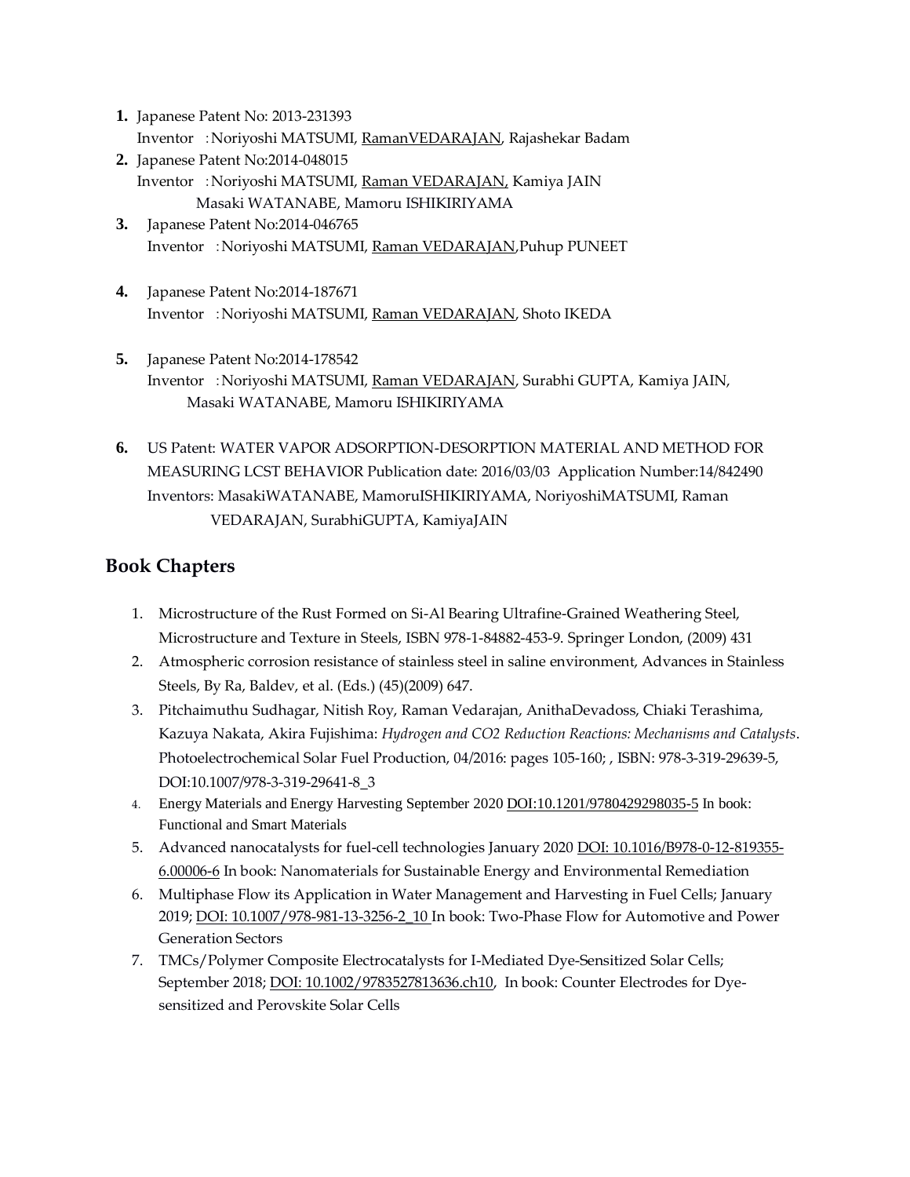1. Japanese Patent No: 2013-231393
   Inventor :Noriyoshi MATSUMI, RamanVEDARAJAN, Rajashekar Badam
2. Japanese Patent No:2014-048015
   Inventor :Noriyoshi MATSUMI, Raman VEDARAJAN, Kamiya JAIN
   Masaki WATANABE, Mamoru ISHIKIRIYAMA
3. Japanese Patent No:2014-046765
   Inventor :Noriyoshi MATSUMI, Raman VEDARAJAN,Puhup PUNEET
4. Japanese Patent No:2014-187671
   Inventor :Noriyoshi MATSUMI, Raman VEDARAJAN, Shoto IKEDA
5. Japanese Patent No:2014-178542
   Inventor :Noriyoshi MATSUMI, Raman VEDARAJAN, Surabhi GUPTA, Kamiya JAIN,
   Masaki WATANABE, Mamoru ISHIKIRIYAMA
6. US Patent: WATER VAPOR ADSORPTION-DESORPTION MATERIAL AND METHOD FOR MEASURING LCST BEHAVIOR Publication date: 2016/03/03 Application Number:14/842490
   Inventors: MasakiWATANABE, MamoruISHIKIRIYAMA, NoriyoshiMATSUMI, Raman VEDARAJAN, SurabhiGUPTA, KamiyaJAIN

## Book Chapters

1. Microstructure of the Rust Formed on Si-Al Bearing Ultrafine-Grained Weathering Steel, Microstructure and Texture in Steels, ISBN 978-1-84882-453-9. Springer London, (2009) 431
2. Atmospheric corrosion resistance of stainless steel in saline environment, Advances in Stainless Steels, By Ra, Baldev, et al. (Eds.) (45)(2009) 647.
3. Pitchaimuthu Sudhagar, Nitish Roy, Raman Vedarajan, AnithaDevadoss, Chiaki Terashima, Kazuya Nakata, Akira Fujishima: *Hydrogen and CO2 Reduction Reactions: Mechanisms and Catalysts*. Photoelectrochemical Solar Fuel Production, 04/2016: pages 105-160; , ISBN: 978-3-319-29639-5, DOI:10.1007/978-3-319-29641-8_3
4. Energy Materials and Energy Harvesting September 2020 DOI:10.1201/9780429298035-5 In book: Functional and Smart Materials
5. Advanced nanocatalysts for fuel-cell technologies January 2020 DOI: 10.1016/B978-0-12-819355-6.00006-6 In book: Nanomaterials for Sustainable Energy and Environmental Remediation
6. Multiphase Flow its Application in Water Management and Harvesting in Fuel Cells; January 2019; DOI: 10.1007/978-981-13-3256-2_10 In book: Two-Phase Flow for Automotive and Power Generation Sectors
7. TMCs/Polymer Composite Electrocatalysts for I-Mediated Dye-Sensitized Solar Cells; September 2018; DOI: 10.1002/9783527813636.ch10, In book: Counter Electrodes for Dye-sensitized and Perovskite Solar Cells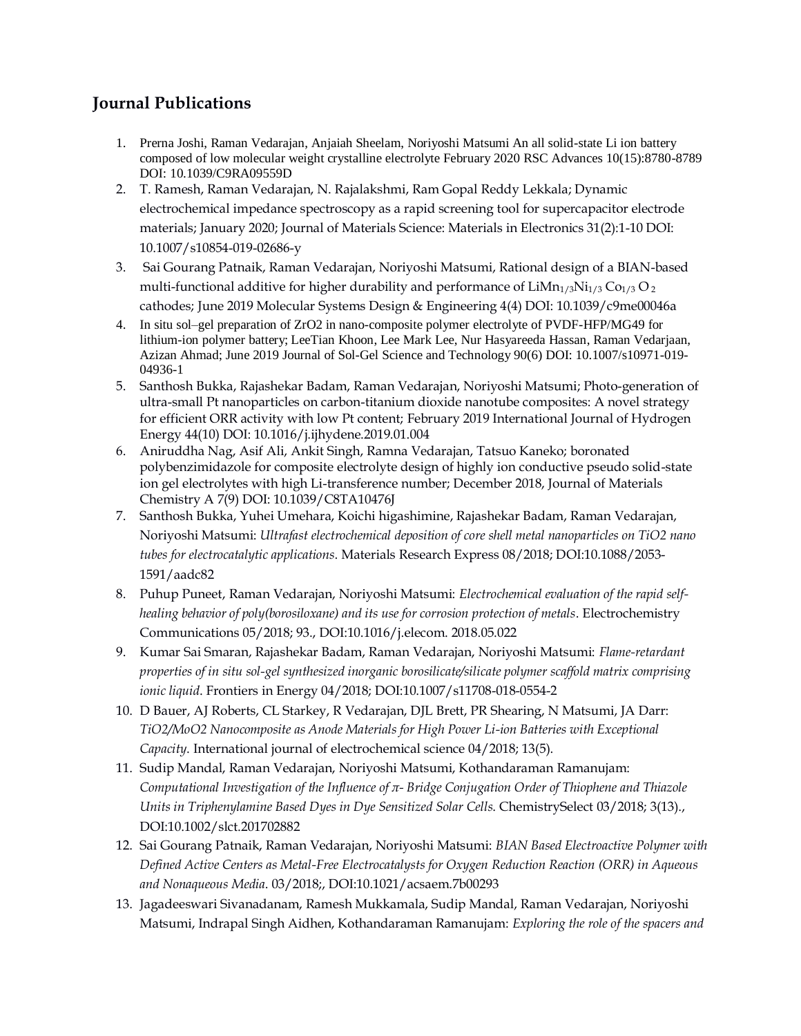## Journal Publications

1. Prerna Joshi, Raman Vedarajan, Anjaiah Sheelam, Noriyoshi Matsumi An all solid-state Li ion battery composed of low molecular weight crystalline electrolyte February 2020 RSC Advances 10(15):8780-8789 DOI: 10.1039/C9RA09559D
2. T. Ramesh, Raman Vedarajan, N. Rajalakshmi, Ram Gopal Reddy Lekkala; Dynamic electrochemical impedance spectroscopy as a rapid screening tool for supercapacitor electrode materials; January 2020; Journal of Materials Science: Materials in Electronics 31(2):1-10 DOI: 10.1007/s10854-019-02686-y
3. Sai Gourang Patnaik, Raman Vedarajan, Noriyoshi Matsumi, Rational design of a BIAN-based multi-functional additive for higher durability and performance of $LiMn_{1/3}Ni_{1/3}Co_{1/3}O_2$ cathodes; June 2019 Molecular Systems Design & Engineering 4(4) DOI: 10.1039/c9me00046a
4. In situ sol–gel preparation of ZrO2 in nano-composite polymer electrolyte of PVDF-HFP/MG49 for lithium-ion polymer battery; LeeTian Khoon, Lee Mark Lee, Nur Hasyareeda Hassan, Raman Vedarjaan, Azizan Ahmad; June 2019 Journal of Sol-Gel Science and Technology 90(6) DOI: 10.1007/s10971-019-04936-1
5. Santhosh Bukka, Rajashekar Badam, Raman Vedarajan, Noriyoshi Matsumi; Photo-generation of ultra-small Pt nanoparticles on carbon-titanium dioxide nanotube composites: A novel strategy for efficient ORR activity with low Pt content; February 2019 International Journal of Hydrogen Energy 44(10) DOI: 10.1016/j.ijhydene.2019.01.004
6. Aniruddha Nag, Asif Ali, Ankit Singh, Ramna Vedarajan, Tatsuo Kaneko; boronated polybenzimidazole for composite electrolyte design of highly ion conductive pseudo solid-state ion gel electrolytes with high Li-transference number; December 2018, Journal of Materials Chemistry A 7(9) DOI: 10.1039/C8TA10476J
7. Santhosh Bukka, Yuhei Umehara, Koichi higashimine, Rajashekar Badam, Raman Vedarajan, Noriyoshi Matsumi: *Ultrafast electrochemical deposition of core shell metal nanoparticles on TiO2 nano tubes for electrocatalytic applications*. Materials Research Express 08/2018; DOI:10.1088/2053-1591/aadc82
8. Puhup Puneet, Raman Vedarajan, Noriyoshi Matsumi: *Electrochemical evaluation of the rapid self-healing behavior of poly(borosiloxane) and its use for corrosion protection of metals*. Electrochemistry Communications 05/2018; 93., DOI:10.1016/j.elecom. 2018.05.022
9. Kumar Sai Smaran, Rajashekar Badam, Raman Vedarajan, Noriyoshi Matsumi: *Flame-retardant properties of in situ sol-gel synthesized inorganic borosilicate/silicate polymer scaffold matrix comprising ionic liquid*. Frontiers in Energy 04/2018; DOI:10.1007/s11708-018-0554-2
10. D Bauer, AJ Roberts, CL Starkey, R Vedarajan, DJL Brett, PR Shearing, N Matsumi, JA Darr: *TiO2/MoO2 Nanocomposite as Anode Materials for High Power Li-ion Batteries with Exceptional Capacity*. International journal of electrochemical science 04/2018; 13(5).
11. Sudip Mandal, Raman Vedarajan, Noriyoshi Matsumi, Kothandaraman Ramanujam: *Computational Investigation of the Influence of π- Bridge Conjugation Order of Thiophene and Thiazole Units in Triphenylamine Based Dyes in Dye Sensitized Solar Cells*. ChemistrySelect 03/2018; 3(13)., DOI:10.1002/slct.201702882
12. Sai Gourang Patnaik, Raman Vedarajan, Noriyoshi Matsumi: *BIAN Based Electroactive Polymer with Defined Active Centers as Metal-Free Electrocatalysts for Oxygen Reduction Reaction (ORR) in Aqueous and Nonaqueous Media*. 03/2018;, DOI:10.1021/acsaem.7b00293
13. Jagadeeswari Sivanadanam, Ramesh Mukkamala, Sudip Mandal, Raman Vedarajan, Noriyoshi Matsumi, Indrapal Singh Aidhen, Kothandaraman Ramanujam: *Exploring the role of the spacers and*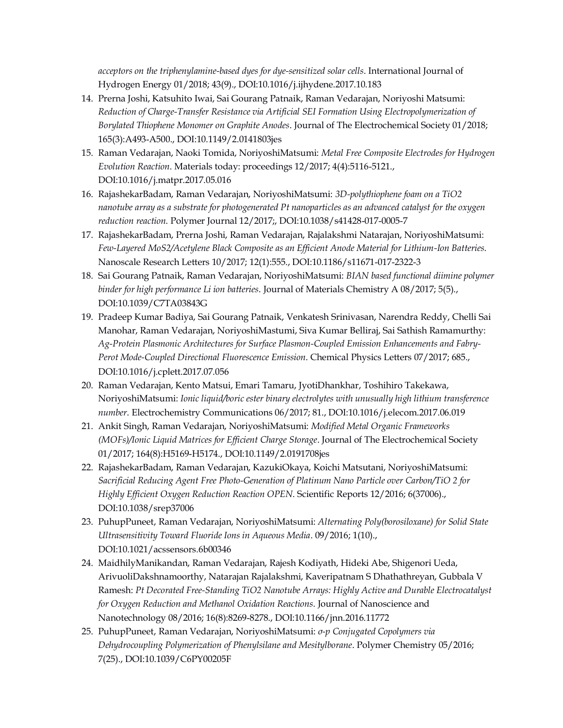*acceptors on the triphenylamine-based dyes for dye-sensitized solar cells*. International Journal of Hydrogen Energy 01/2018; 43(9)., DOI:10.1016/j.ijhydene.2017.10.183

14. Prerna Joshi, Katsuhito Iwai, Sai Gourang Patnaik, Raman Vedarajan, Noriyoshi Matsumi: *Reduction of Charge-Transfer Resistance via Artificial SEI Formation Using Electropolymerization of Borylated Thiophene Monomer on Graphite Anodes*. Journal of The Electrochemical Society 01/2018; 165(3):A493-A500., DOI:10.1149/2.0141803jes
15. Raman Vedarajan, Naoki Tomida, NoriyoshiMatsumi: *Metal Free Composite Electrodes for Hydrogen Evolution Reaction*. Materials today: proceedings 12/2017; 4(4):5116-5121., DOI:10.1016/j.matpr.2017.05.016
16. RajashekarBadam, Raman Vedarajan, NoriyoshiMatsumi: *3D-polythiophene foam on a TiO2 nanotube array as a substrate for photogenerated Pt nanoparticles as an advanced catalyst for the oxygen reduction reaction*. Polymer Journal 12/2017;, DOI:10.1038/s41428-017-0005-7
17. RajashekarBadam, Prerna Joshi, Raman Vedarajan, Rajalakshmi Natarajan, NoriyoshiMatsumi: *Few-Layered MoS2/Acetylene Black Composite as an Efficient Anode Material for Lithium-Ion Batteries*. Nanoscale Research Letters 10/2017; 12(1):555., DOI:10.1186/s11671-017-2322-3
18. Sai Gourang Patnaik, Raman Vedarajan, NoriyoshiMatsumi: *BIAN based functional diimine polymer binder for high performance Li ion batteries*. Journal of Materials Chemistry A 08/2017; 5(5)., DOI:10.1039/C7TA03843G
19. Pradeep Kumar Badiya, Sai Gourang Patnaik, Venkatesh Srinivasan, Narendra Reddy, Chelli Sai Manohar, Raman Vedarajan, NoriyoshiMastumi, Siva Kumar Belliraj, Sai Sathish Ramamurthy: *Ag-Protein Plasmonic Architectures for Surface Plasmon-Coupled Emission Enhancements and Fabry-Perot Mode-Coupled Directional Fluorescence Emission*. Chemical Physics Letters 07/2017; 685., DOI:10.1016/j.cplett.2017.07.056
20. Raman Vedarajan, Kento Matsui, Emari Tamaru, JyotiDhankhar, Toshihiro Takekawa, NoriyoshiMatsumi: *Ionic liquid/boric ester binary electrolytes with unusually high lithium transference number*. Electrochemistry Communications 06/2017; 81., DOI:10.1016/j.elecom.2017.06.019
21. Ankit Singh, Raman Vedarajan, NoriyoshiMatsumi: *Modified Metal Organic Frameworks (MOFs)/Ionic Liquid Matrices for Efficient Charge Storage*. Journal of The Electrochemical Society 01/2017; 164(8):H5169-H5174., DOI:10.1149/2.0191708jes
22. RajashekarBadam, Raman Vedarajan, KazukiOkaya, Koichi Matsutani, NoriyoshiMatsumi: *Sacrificial Reducing Agent Free Photo-Generation of Platinum Nano Particle over Carbon/TiO 2 for Highly Efficient Oxygen Reduction Reaction OPEN*. Scientific Reports 12/2016; 6(37006)., DOI:10.1038/srep37006
23. PuhupPuneet, Raman Vedarajan, NoriyoshiMatsumi: *Alternating Poly(borosiloxane) for Solid State Ultrasensitivity Toward Fluoride Ions in Aqueous Media*. 09/2016; 1(10)., DOI:10.1021/acssensors.6b00346
24. MaidhilyManikandan, Raman Vedarajan, Rajesh Kodiyath, Hideki Abe, Shigenori Ueda, ArivuoliDakshnamoorthy, Natarajan Rajalakshmi, Kaveripatnam S Dhathathreyan, Gubbala V Ramesh: *Pt Decorated Free-Standing TiO2 Nanotube Arrays: Highly Active and Durable Electrocatalyst for Oxygen Reduction and Methanol Oxidation Reactions*. Journal of Nanoscience and Nanotechnology 08/2016; 16(8):8269-8278., DOI:10.1166/jnn.2016.11772
25. PuhupPuneet, Raman Vedarajan, NoriyoshiMatsumi: *σ-p Conjugated Copolymers via Dehydrocoupling Polymerization of Phenylsilane and Mesitylborane*. Polymer Chemistry 05/2016; 7(25)., DOI:10.1039/C6PY00205F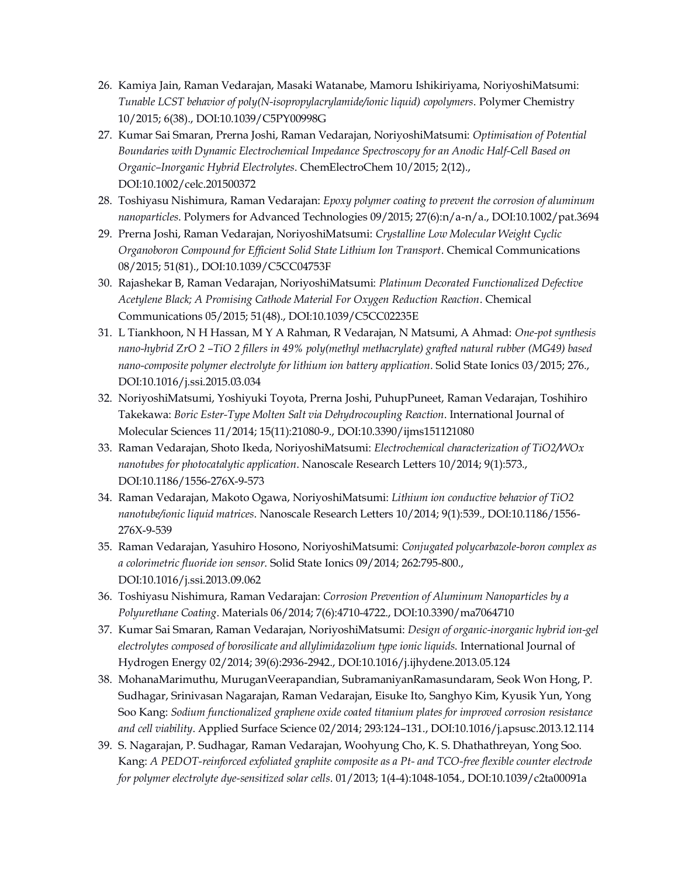26. Kamiya Jain, Raman Vedarajan, Masaki Watanabe, Mamoru Ishikiriyama, NoriyoshiMatsumi: *Tunable LCST behavior of poly(N-isopropylacrylamide/ionic liquid) copolymers*. Polymer Chemistry 10/2015; 6(38)., DOI:10.1039/C5PY00998G
27. Kumar Sai Smaran, Prerna Joshi, Raman Vedarajan, NoriyoshiMatsumi: *Optimisation of Potential Boundaries with Dynamic Electrochemical Impedance Spectroscopy for an Anodic Half-Cell Based on Organic–Inorganic Hybrid Electrolytes*. ChemElectroChem 10/2015; 2(12)., DOI:10.1002/celc.201500372
28. Toshiyasu Nishimura, Raman Vedarajan: *Epoxy polymer coating to prevent the corrosion of aluminum nanoparticles*. Polymers for Advanced Technologies 09/2015; 27(6):n/a-n/a., DOI:10.1002/pat.3694
29. Prerna Joshi, Raman Vedarajan, NoriyoshiMatsumi: *Crystalline Low Molecular Weight Cyclic Organoboron Compound for Efficient Solid State Lithium Ion Transport*. Chemical Communications 08/2015; 51(81)., DOI:10.1039/C5CC04753F
30. Rajashekar B, Raman Vedarajan, NoriyoshiMatsumi: *Platinum Decorated Functionalized Defective Acetylene Black; A Promising Cathode Material For Oxygen Reduction Reaction*. Chemical Communications 05/2015; 51(48)., DOI:10.1039/C5CC02235E
31. L Tiankhoon, N H Hassan, M Y A Rahman, R Vedarajan, N Matsumi, A Ahmad: *One-pot synthesis nano-hybrid ZrO 2 –TiO 2 fillers in 49% poly(methyl methacrylate) grafted natural rubber (MG49) based nano-composite polymer electrolyte for lithium ion battery application*. Solid State Ionics 03/2015; 276., DOI:10.1016/j.ssi.2015.03.034
32. NoriyoshiMatsumi, Yoshiyuki Toyota, Prerna Joshi, PuhupPuneet, Raman Vedarajan, Toshihiro Takekawa: *Boric Ester-Type Molten Salt via Dehydrocoupling Reaction*. International Journal of Molecular Sciences 11/2014; 15(11):21080-9., DOI:10.3390/ijms151121080
33. Raman Vedarajan, Shoto Ikeda, NoriyoshiMatsumi: *Electrochemical characterization of TiO2/WOx nanotubes for photocatalytic application*. Nanoscale Research Letters 10/2014; 9(1):573., DOI:10.1186/1556-276X-9-573
34. Raman Vedarajan, Makoto Ogawa, NoriyoshiMatsumi: *Lithium ion conductive behavior of TiO2 nanotube/ionic liquid matrices*. Nanoscale Research Letters 10/2014; 9(1):539., DOI:10.1186/1556-276X-9-539
35. Raman Vedarajan, Yasuhiro Hosono, NoriyoshiMatsumi: *Conjugated polycarbazole-boron complex as a colorimetric fluoride ion sensor*. Solid State Ionics 09/2014; 262:795-800., DOI:10.1016/j.ssi.2013.09.062
36. Toshiyasu Nishimura, Raman Vedarajan: *Corrosion Prevention of Aluminum Nanoparticles by a Polyurethane Coating*. Materials 06/2014; 7(6):4710-4722., DOI:10.3390/ma7064710
37. Kumar Sai Smaran, Raman Vedarajan, NoriyoshiMatsumi: *Design of organic-inorganic hybrid ion-gel electrolytes composed of borosilicate and allylimidazolium type ionic liquids*. International Journal of Hydrogen Energy 02/2014; 39(6):2936-2942., DOI:10.1016/j.ijhydene.2013.05.124
38. MohanaMarimuthu, MuruganVeerapandian, SubramaniyanRamasundaram, Seok Won Hong, P. Sudhagar, Srinivasan Nagarajan, Raman Vedarajan, Eisuke Ito, Sanghyo Kim, Kyusik Yun, Yong Soo Kang: *Sodium functionalized graphene oxide coated titanium plates for improved corrosion resistance and cell viability*. Applied Surface Science 02/2014; 293:124–131., DOI:10.1016/j.apsusc.2013.12.114
39. S. Nagarajan, P. Sudhagar, Raman Vedarajan, Woohyung Cho, K. S. Dhathathreyan, Yong Soo. Kang: *A PEDOT-reinforced exfoliated graphite composite as a Pt- and TCO-free flexible counter electrode for polymer electrolyte dye-sensitized solar cells*. 01/2013; 1(4-4):1048-1054., DOI:10.1039/c2ta00091a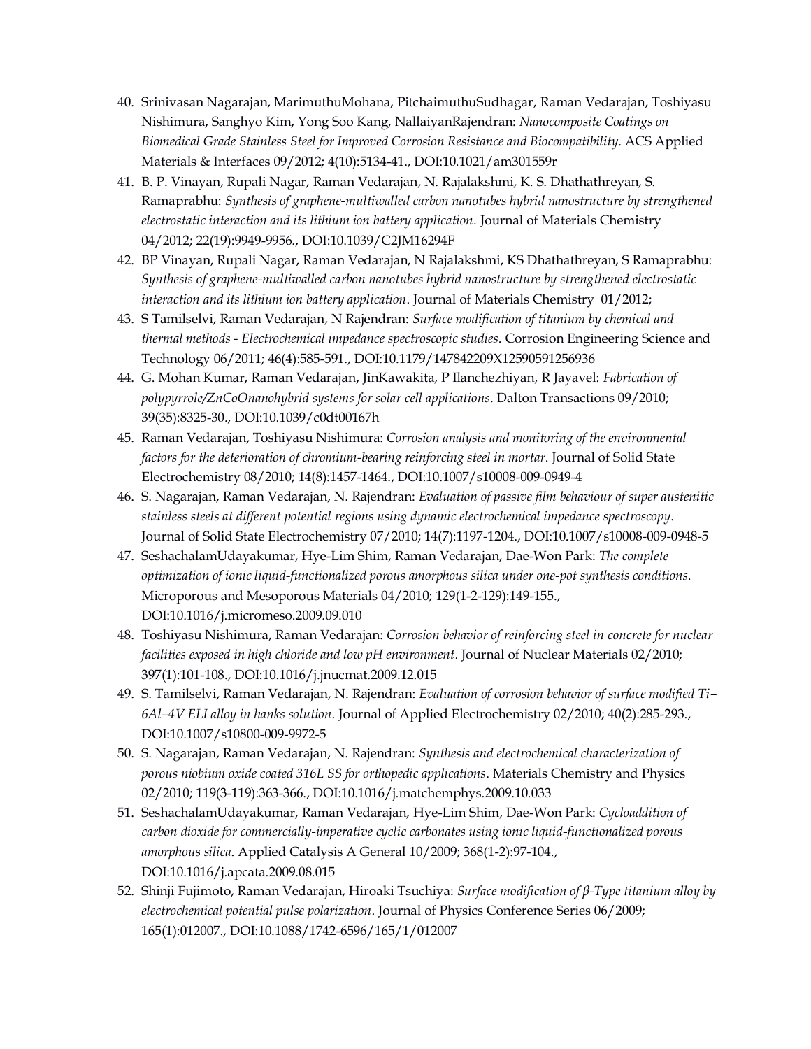40. Srinivasan Nagarajan, MarimuthuMohana, PitchaimuthuSudhagar, Raman Vedarajan, Toshiyasu Nishimura, Sanghyo Kim, Yong Soo Kang, NallaiyanRajendran: *Nanocomposite Coatings on Biomedical Grade Stainless Steel for Improved Corrosion Resistance and Biocompatibility*. ACS Applied Materials & Interfaces 09/2012; 4(10):5134-41., DOI:10.1021/am301559r
41. B. P. Vinayan, Rupali Nagar, Raman Vedarajan, N. Rajalakshmi, K. S. Dhathathreyan, S. Ramaprabhu: *Synthesis of graphene-multiwalled carbon nanotubes hybrid nanostructure by strengthened electrostatic interaction and its lithium ion battery application*. Journal of Materials Chemistry 04/2012; 22(19):9949-9956., DOI:10.1039/C2JM16294F
42. BP Vinayan, Rupali Nagar, Raman Vedarajan, N Rajalakshmi, KS Dhathathreyan, S Ramaprabhu: *Synthesis of graphene-multiwalled carbon nanotubes hybrid nanostructure by strengthened electrostatic interaction and its lithium ion battery application*. Journal of Materials Chemistry 01/2012;
43. S Tamilselvi, Raman Vedarajan, N Rajendran: *Surface modification of titanium by chemical and thermal methods - Electrochemical impedance spectroscopic studies*. Corrosion Engineering Science and Technology 06/2011; 46(4):585-591., DOI:10.1179/147842209X12590591256936
44. G. Mohan Kumar, Raman Vedarajan, JinKawakita, P Ilanchezhiyan, R Jayavel: *Fabrication of polypyrrole/ZnCoOnanohybrid systems for solar cell applications*. Dalton Transactions 09/2010; 39(35):8325-30., DOI:10.1039/c0dt00167h
45. Raman Vedarajan, Toshiyasu Nishimura: *Corrosion analysis and monitoring of the environmental factors for the deterioration of chromium-bearing reinforcing steel in mortar*. Journal of Solid State Electrochemistry 08/2010; 14(8):1457-1464., DOI:10.1007/s10008-009-0949-4
46. S. Nagarajan, Raman Vedarajan, N. Rajendran: *Evaluation of passive film behaviour of super austenitic stainless steels at different potential regions using dynamic electrochemical impedance spectroscopy*. Journal of Solid State Electrochemistry 07/2010; 14(7):1197-1204., DOI:10.1007/s10008-009-0948-5
47. SeshachalamUdayakumar, Hye-Lim Shim, Raman Vedarajan, Dae-Won Park: *The complete optimization of ionic liquid-functionalized porous amorphous silica under one-pot synthesis conditions*. Microporous and Mesoporous Materials 04/2010; 129(1-2-129):149-155., DOI:10.1016/j.micromeso.2009.09.010
48. Toshiyasu Nishimura, Raman Vedarajan: *Corrosion behavior of reinforcing steel in concrete for nuclear facilities exposed in high chloride and low pH environment*. Journal of Nuclear Materials 02/2010; 397(1):101-108., DOI:10.1016/j.jnucmat.2009.12.015
49. S. Tamilselvi, Raman Vedarajan, N. Rajendran: *Evaluation of corrosion behavior of surface modified Ti–6Al–4V ELI alloy in hanks solution*. Journal of Applied Electrochemistry 02/2010; 40(2):285-293., DOI:10.1007/s10800-009-9972-5
50. S. Nagarajan, Raman Vedarajan, N. Rajendran: *Synthesis and electrochemical characterization of porous niobium oxide coated 316L SS for orthopedic applications*. Materials Chemistry and Physics 02/2010; 119(3-119):363-366., DOI:10.1016/j.matchemphys.2009.10.033
51. SeshachalamUdayakumar, Raman Vedarajan, Hye-Lim Shim, Dae-Won Park: *Cycloaddition of carbon dioxide for commercially-imperative cyclic carbonates using ionic liquid-functionalized porous amorphous silica*. Applied Catalysis A General 10/2009; 368(1-2):97-104., DOI:10.1016/j.apcata.2009.08.015
52. Shinji Fujimoto, Raman Vedarajan, Hiroaki Tsuchiya: *Surface modification of β-Type titanium alloy by electrochemical potential pulse polarization*. Journal of Physics Conference Series 06/2009; 165(1):012007., DOI:10.1088/1742-6596/165/1/012007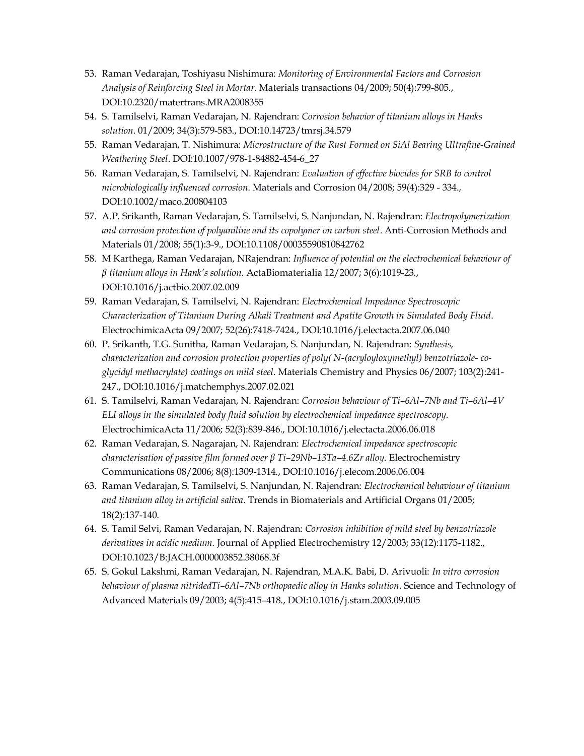53. Raman Vedarajan, Toshiyasu Nishimura: *Monitoring of Environmental Factors and Corrosion Analysis of Reinforcing Steel in Mortar*. Materials transactions 04/2009; 50(4):799-805., DOI:10.2320/matertrans.MRA2008355
54. S. Tamilselvi, Raman Vedarajan, N. Rajendran: *Corrosion behavior of titanium alloys in Hanks solution*. 01/2009; 34(3):579-583., DOI:10.14723/tmrsj.34.579
55. Raman Vedarajan, T. Nishimura: *Microstructure of the Rust Formed on SiAl Bearing Ultrafine-Grained Weathering Steel*. DOI:10.1007/978-1-84882-454-6_27
56. Raman Vedarajan, S. Tamilselvi, N. Rajendran: *Evaluation of effective biocides for SRB to control microbiologically influenced corrosion*. Materials and Corrosion 04/2008; 59(4):329 - 334., DOI:10.1002/maco.200804103
57. A.P. Srikanth, Raman Vedarajan, S. Tamilselvi, S. Nanjundan, N. Rajendran: *Electropolymerization and corrosion protection of polyaniline and its copolymer on carbon steel*. Anti-Corrosion Methods and Materials 01/2008; 55(1):3-9., DOI:10.1108/00035590810842762
58. M Karthega, Raman Vedarajan, NRajendran: *Influence of potential on the electrochemical behaviour of β titanium alloys in Hank's solution*. ActaBiomaterialia 12/2007; 3(6):1019-23., DOI:10.1016/j.actbio.2007.02.009
59. Raman Vedarajan, S. Tamilselvi, N. Rajendran: *Electrochemical Impedance Spectroscopic Characterization of Titanium During Alkali Treatment and Apatite Growth in Simulated Body Fluid*. ElectrochimicaActa 09/2007; 52(26):7418-7424., DOI:10.1016/j.electacta.2007.06.040
60. P. Srikanth, T.G. Sunitha, Raman Vedarajan, S. Nanjundan, N. Rajendran: *Synthesis, characterization and corrosion protection properties of poly( N-(acryloyloxymethyl) benzotriazole- co-glycidyl methacrylate) coatings on mild steel*. Materials Chemistry and Physics 06/2007; 103(2):241-247., DOI:10.1016/j.matchemphys.2007.02.021
61. S. Tamilselvi, Raman Vedarajan, N. Rajendran: *Corrosion behaviour of Ti–6Al–7Nb and Ti–6Al–4V ELI alloys in the simulated body fluid solution by electrochemical impedance spectroscopy*. ElectrochimicaActa 11/2006; 52(3):839-846., DOI:10.1016/j.electacta.2006.06.018
62. Raman Vedarajan, S. Nagarajan, N. Rajendran: *Electrochemical impedance spectroscopic characterisation of passive film formed over β Ti–29Nb–13Ta–4.6Zr alloy*. Electrochemistry Communications 08/2006; 8(8):1309-1314., DOI:10.1016/j.elecom.2006.06.004
63. Raman Vedarajan, S. Tamilselvi, S. Nanjundan, N. Rajendran: *Electrochemical behaviour of titanium and titanium alloy in artificial saliva*. Trends in Biomaterials and Artificial Organs 01/2005; 18(2):137-140.
64. S. Tamil Selvi, Raman Vedarajan, N. Rajendran: *Corrosion inhibition of mild steel by benzotriazole derivatives in acidic medium*. Journal of Applied Electrochemistry 12/2003; 33(12):1175-1182., DOI:10.1023/B:JACH.0000003852.38068.3f
65. S. Gokul Lakshmi, Raman Vedarajan, N. Rajendran, M.A.K. Babi, D. Arivuoli: *In vitro corrosion behaviour of plasma nitridedTi–6Al–7Nb orthopaedic alloy in Hanks solution*. Science and Technology of Advanced Materials 09/2003; 4(5):415–418., DOI:10.1016/j.stam.2003.09.005